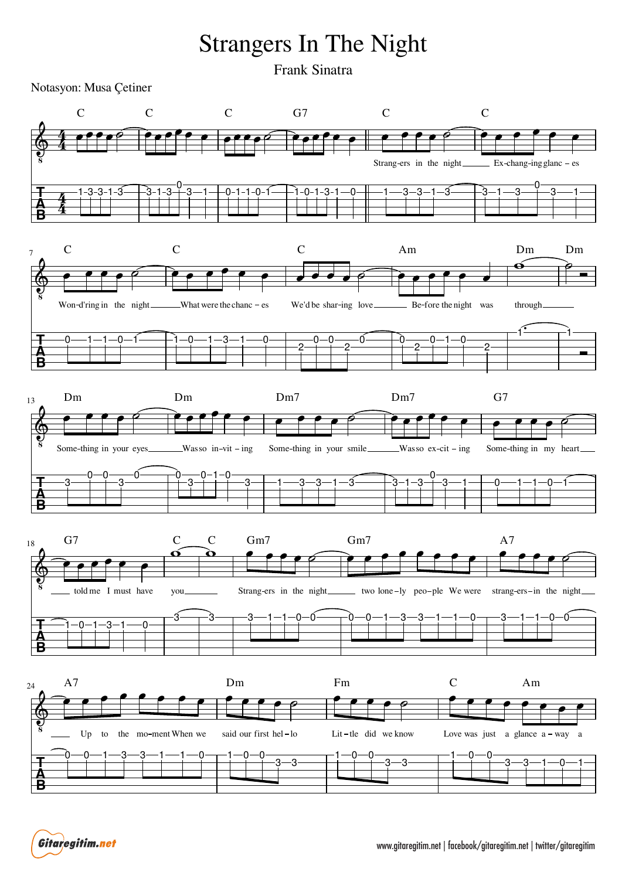# Strangers In The Night

Frank Sinatra

Notasyon: Musa Çetiner

C C C G7 C C

Strang-ers in the night Ex-chang-ing glanc – es

C C C Am Dm Dm

Won-d'ring in the night What were the chanc – es We'd be shar-ing love Be-fore the night was through

Dm Dm Dm7 Dm7 G7

Some-thing in your eyes Was so in-vit – ing Some-thing in your smile Was so ex-cit – ing Some-thing in my heart

G7 C C Gm7 Gm7 A7

told me I must have you Strang-ers in the night two lone – ly peo – ple We were strang-ers – in the night

A7 Dm Fm C Am

Up to the mo – ment When we said our first hel – lo Lit – tle did we know Love was just a glance a – way a

www.gitaregitim.net | facebook/gitaregitim.net | twitter/gitaregitim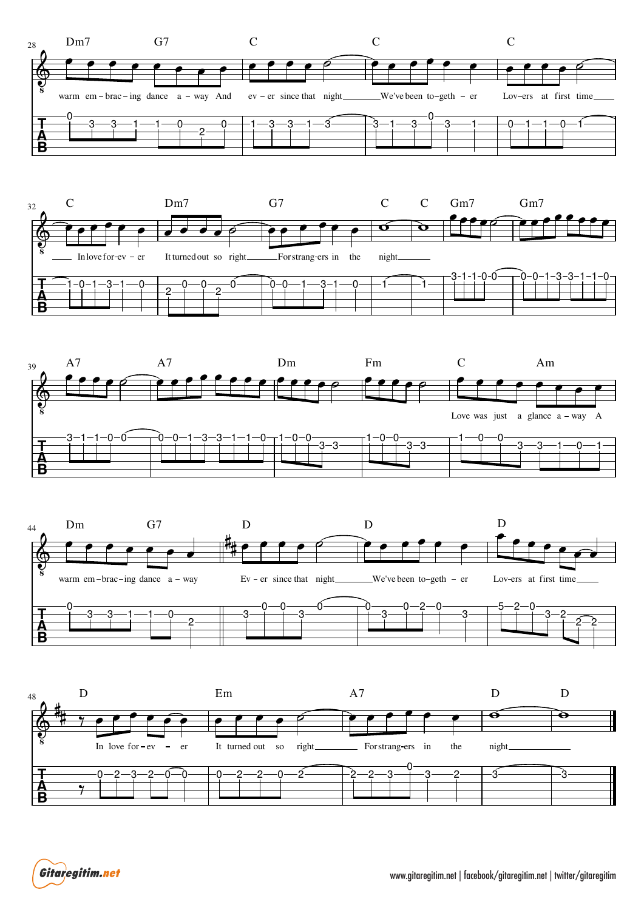Dm7 G7 C C C

warm em – brac – ing dance a – way And ev – er since that night We've been to–geth – er Lov–ers at first time

C Dm7 G7 C C Gm7 Gm7

In love for–ev – er It turned out so right For strang-ers in the night

A7 A7 Dm Fm C Am

Love was just a glance a – way A

Dm G7 D D D

warm em–brac–ing dance a – way Ev – er since that night We've been to–geth – er Lov-ers at first time

D Em A7 D D

In love for – ev – er It turned out so right For strang-ers in the night